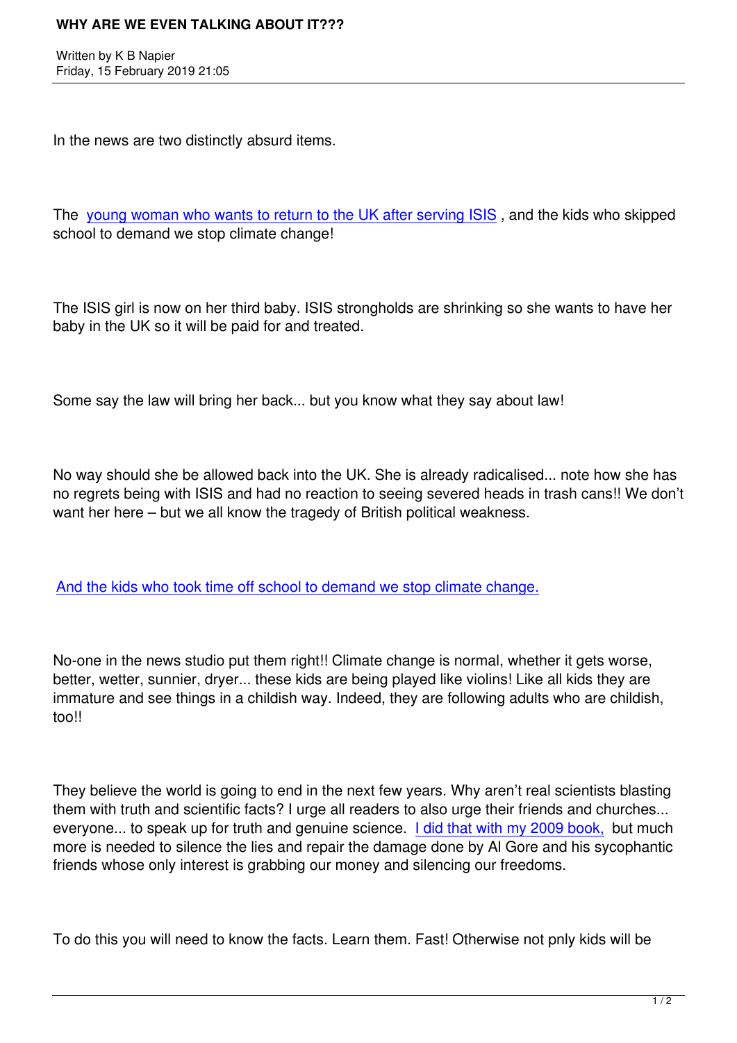# WHY ARE WE EVEN TALKING ABOUT IT???

Written by K B Napier
Friday, 15 February 2019 21:05

In the news are two distinctly absurd items.

The young woman who wants to return to the UK after serving ISIS , and the kids who skipped school to demand we stop climate change!

The ISIS girl is now on her third baby. ISIS strongholds are shrinking so she wants to have her baby in the UK so it will be paid for and treated.

Some say the law will bring her back... but you know what they say about law!

No way should she be allowed back into the UK. She is already radicalised... note how she has no regrets being with ISIS and had no reaction to seeing severed heads in trash cans!! We don't want her here – but we all know the tragedy of British political weakness.

And the kids who took time off school to demand we stop climate change.

No-one in the news studio put them right!! Climate change is normal, whether it gets worse, better, wetter, sunnier, dryer... these kids are being played like violins! Like all kids they are immature and see things in a childish way. Indeed, they are following adults who are childish, too!!

They believe the world is going to end in the next few years. Why aren't real scientists blasting them with truth and scientific facts? I urge all readers to also urge their friends and churches... everyone... to speak up for truth and genuine science. I did that with my 2009 book, but much more is needed to silence the lies and repair the damage done by Al Gore and his sycophantic friends whose only interest is grabbing our money and silencing our freedoms.

To do this you will need to know the facts. Learn them. Fast! Otherwise not pnly kids will be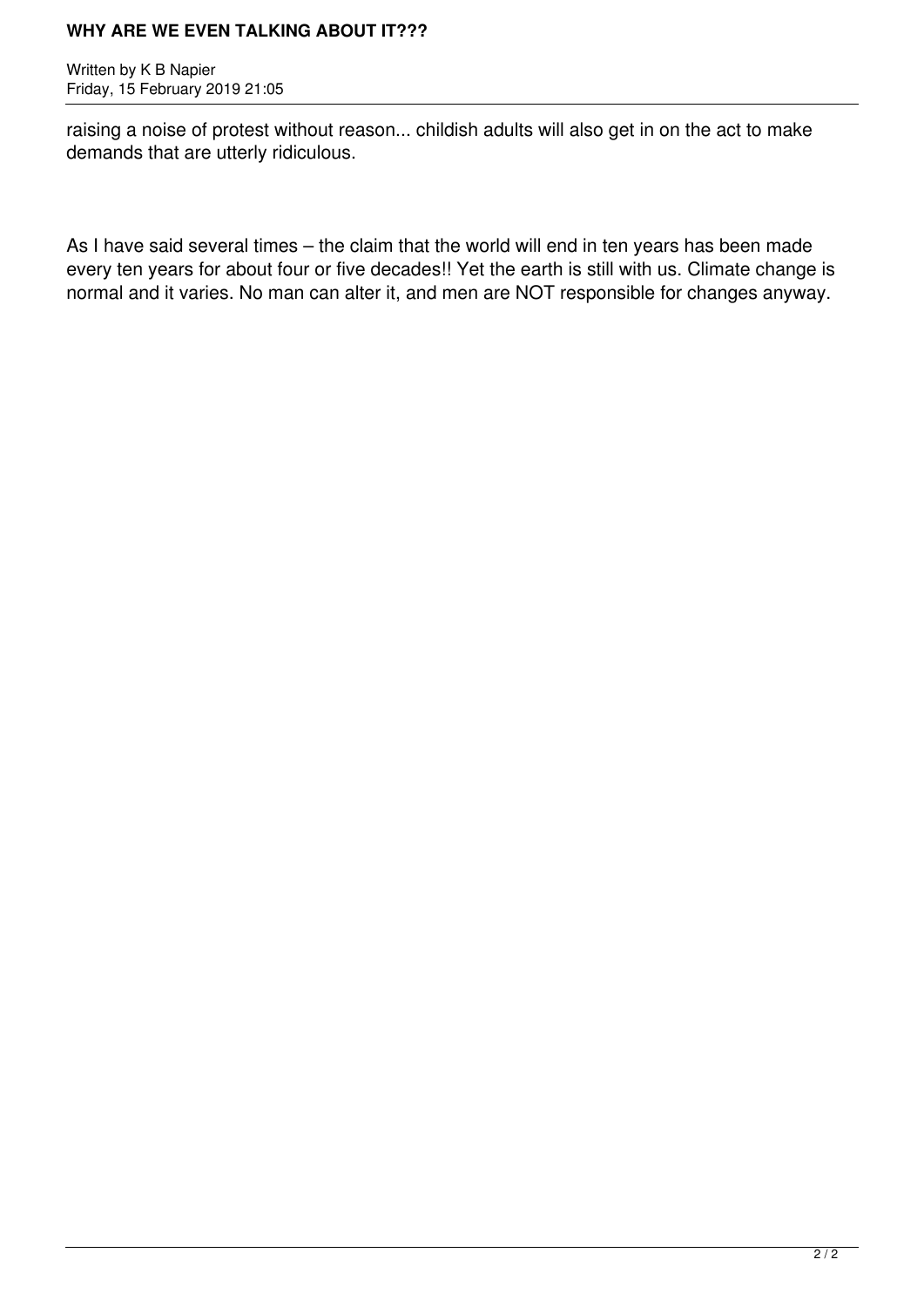raising a noise of protest without reason... childish adults will also get in on the act to make demands that are utterly ridiculous.

As I have said several times – the claim that the world will end in ten years has been made every ten years for about four or five decades!! Yet the earth is still with us. Climate change is normal and it varies. No man can alter it, and men are NOT responsible for changes anyway.